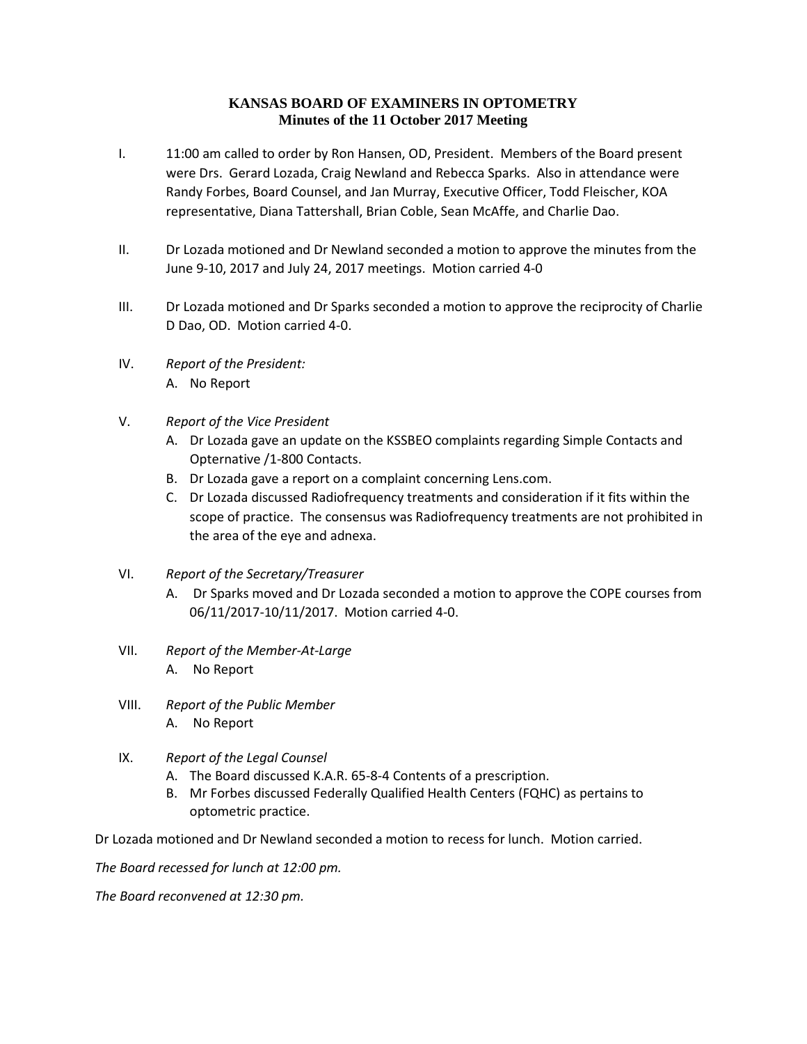# KANSAS BOARD OF EXAMINERS IN OPTOMETRY
## Minutes of the 11 October 2017 Meeting

I. 11:00 am called to order by Ron Hansen, OD, President. Members of the Board present were Drs. Gerard Lozada, Craig Newland and Rebecca Sparks. Also in attendance were Randy Forbes, Board Counsel, and Jan Murray, Executive Officer, Todd Fleischer, KOA representative, Diana Tattershall, Brian Coble, Sean McAffe, and Charlie Dao.

II. Dr Lozada motioned and Dr Newland seconded a motion to approve the minutes from the June 9-10, 2017 and July 24, 2017 meetings. Motion carried 4-0

III. Dr Lozada motioned and Dr Sparks seconded a motion to approve the reciprocity of Charlie D Dao, OD. Motion carried 4-0.

IV. *Report of the President:*
   A. No Report

V. *Report of the Vice President*
   A. Dr Lozada gave an update on the KSSBEO complaints regarding Simple Contacts and Opternative /1-800 Contacts.
   B. Dr Lozada gave a report on a complaint concerning Lens.com.
   C. Dr Lozada discussed Radiofrequency treatments and consideration if it fits within the scope of practice. The consensus was Radiofrequency treatments are not prohibited in the area of the eye and adnexa.

VI. *Report of the Secretary/Treasurer*
   A. Dr Sparks moved and Dr Lozada seconded a motion to approve the COPE courses from 06/11/2017-10/11/2017. Motion carried 4-0.

VII. *Report of the Member-At-Large*
   A. No Report

VIII. *Report of the Public Member*
   A. No Report

IX. *Report of the Legal Counsel*
   A. The Board discussed K.A.R. 65-8-4 Contents of a prescription.
   B. Mr Forbes discussed Federally Qualified Health Centers (FQHC) as pertains to optometric practice.

Dr Lozada motioned and Dr Newland seconded a motion to recess for lunch. Motion carried.

*The Board recessed for lunch at 12:00 pm.*

*The Board reconvened at 12:30 pm.*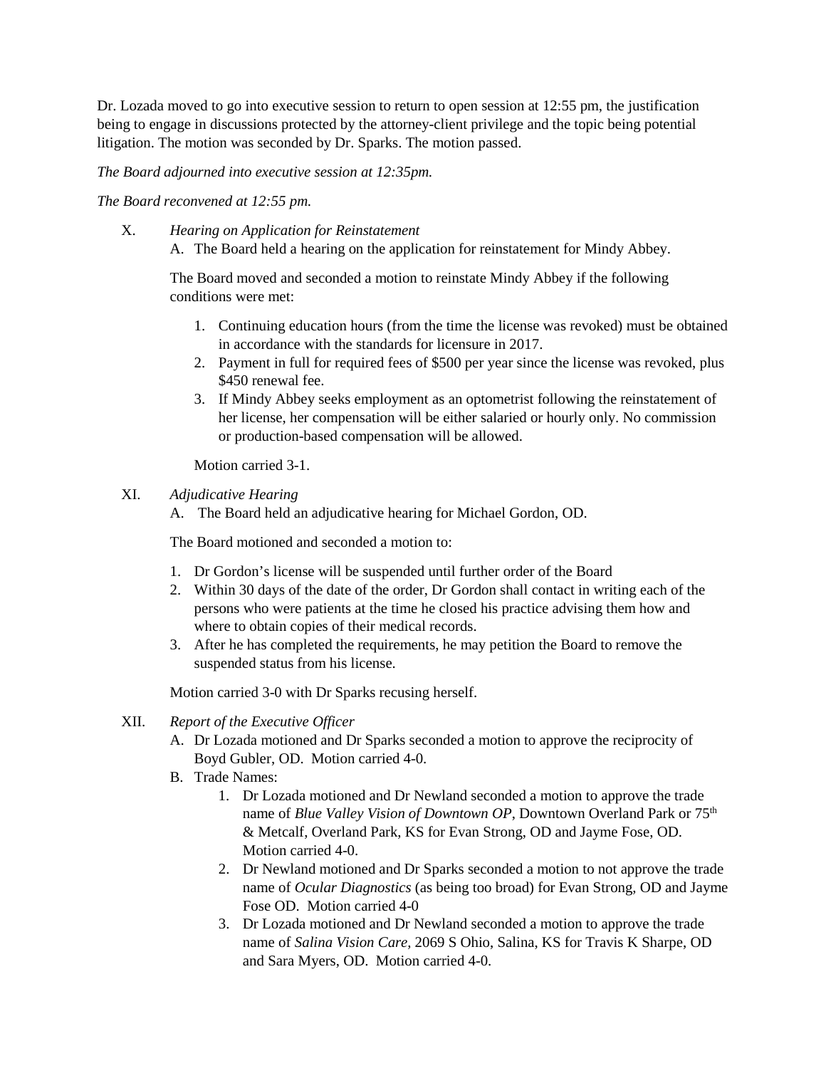Dr. Lozada moved to go into executive session to return to open session at 12:55 pm, the justification being to engage in discussions protected by the attorney-client privilege and the topic being potential litigation. The motion was seconded by Dr. Sparks. The motion passed.

*The Board adjourned into executive session at 12:35pm.*

*The Board reconvened at 12:55 pm.*

X. *Hearing on Application for Reinstatement*

A. The Board held a hearing on the application for reinstatement for Mindy Abbey.

The Board moved and seconded a motion to reinstate Mindy Abbey if the following conditions were met:

1. Continuing education hours (from the time the license was revoked) must be obtained in accordance with the standards for licensure in 2017.
2. Payment in full for required fees of $500 per year since the license was revoked, plus $450 renewal fee.
3. If Mindy Abbey seeks employment as an optometrist following the reinstatement of her license, her compensation will be either salaried or hourly only. No commission or production-based compensation will be allowed.

Motion carried 3-1.

XI. *Adjudicative Hearing*

A. The Board held an adjudicative hearing for Michael Gordon, OD.

The Board motioned and seconded a motion to:

1. Dr Gordon's license will be suspended until further order of the Board
2. Within 30 days of the date of the order, Dr Gordon shall contact in writing each of the persons who were patients at the time he closed his practice advising them how and where to obtain copies of their medical records.
3. After he has completed the requirements, he may petition the Board to remove the suspended status from his license.

Motion carried 3-0 with Dr Sparks recusing herself.

XII. *Report of the Executive Officer*

A. Dr Lozada motioned and Dr Sparks seconded a motion to approve the reciprocity of Boyd Gubler, OD. Motion carried 4-0.
B. Trade Names:
   1. Dr Lozada motioned and Dr Newland seconded a motion to approve the trade name of *Blue Valley Vision of Downtown OP*, Downtown Overland Park or 75th & Metcalf, Overland Park, KS for Evan Strong, OD and Jayme Fose, OD. Motion carried 4-0.
   2. Dr Newland motioned and Dr Sparks seconded a motion to not approve the trade name of *Ocular Diagnostics* (as being too broad) for Evan Strong, OD and Jayme Fose OD. Motion carried 4-0
   3. Dr Lozada motioned and Dr Newland seconded a motion to approve the trade name of *Salina Vision Care*, 2069 S Ohio, Salina, KS for Travis K Sharpe, OD and Sara Myers, OD. Motion carried 4-0.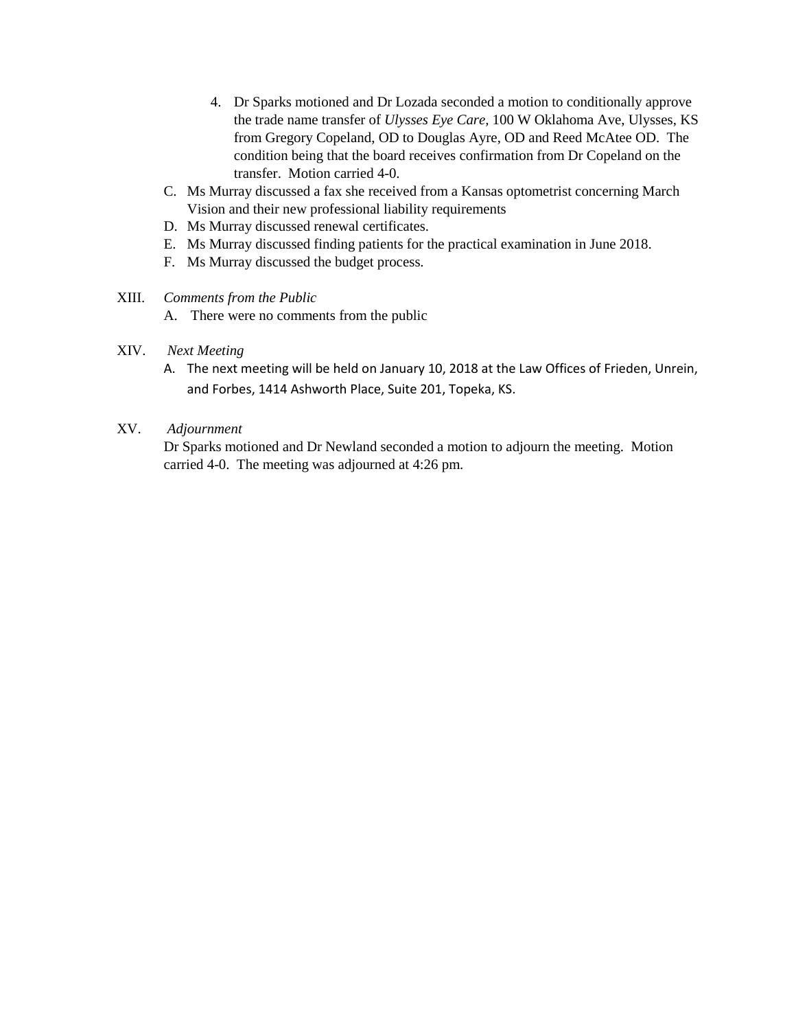4. Dr Sparks motioned and Dr Lozada seconded a motion to conditionally approve the trade name transfer of *Ulysses Eye Care*, 100 W Oklahoma Ave, Ulysses, KS from Gregory Copeland, OD to Douglas Ayre, OD and Reed McAtee OD. The condition being that the board receives confirmation from Dr Copeland on the transfer. Motion carried 4-0.

C. Ms Murray discussed a fax she received from a Kansas optometrist concerning March Vision and their new professional liability requirements

D. Ms Murray discussed renewal certificates.

E. Ms Murray discussed finding patients for the practical examination in June 2018.

F. Ms Murray discussed the budget process.

XIII. *Comments from the Public*

A. There were no comments from the public

XIV. *Next Meeting*

A. The next meeting will be held on January 10, 2018 at the Law Offices of Frieden, Unrein, and Forbes, 1414 Ashworth Place, Suite 201, Topeka, KS.

XV. *Adjournment*

Dr Sparks motioned and Dr Newland seconded a motion to adjourn the meeting. Motion carried 4-0. The meeting was adjourned at 4:26 pm.